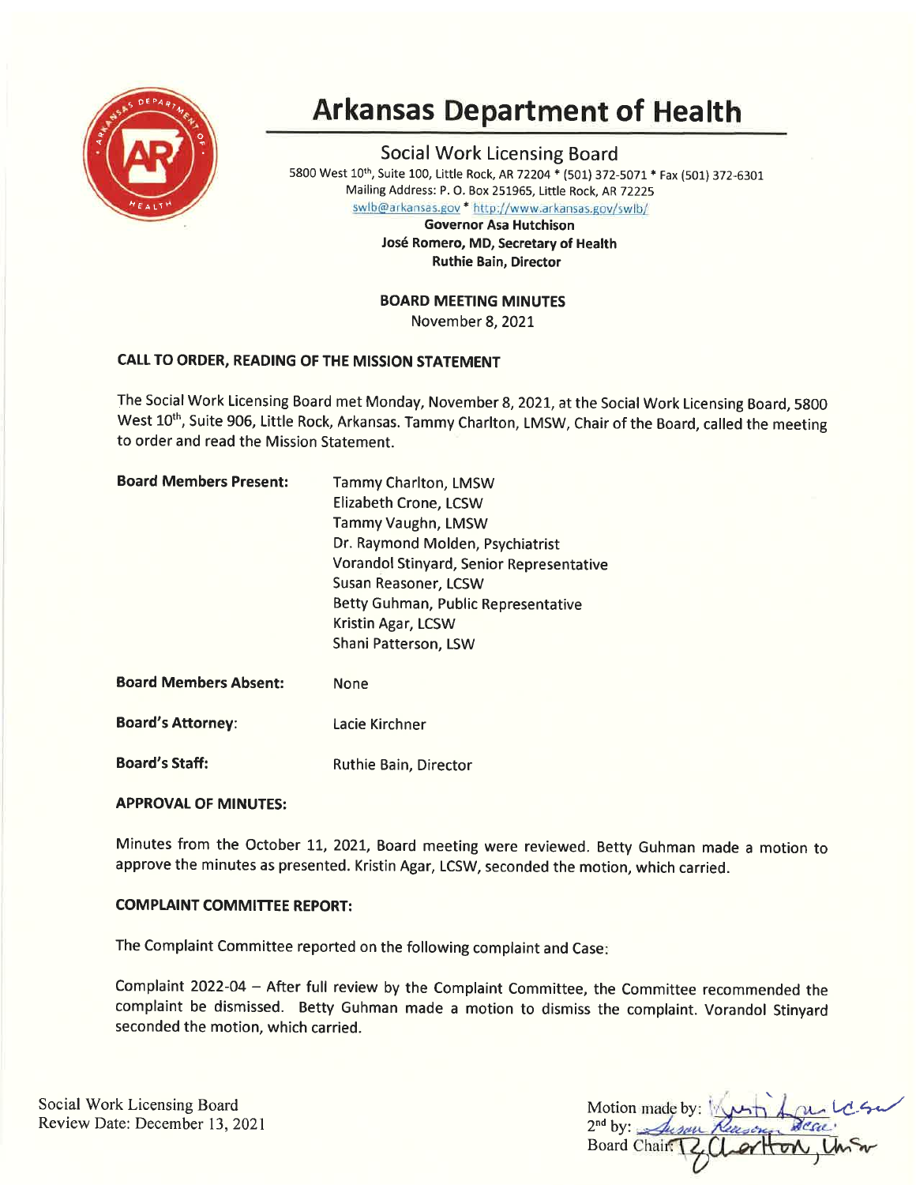# Arkansas Department of Health

## Social Work Licensing Board

5800 West 10th, Suite 100, Little Rock, AR 72204 * (501) 372-5071 * Fax (501) 372-6301
Mailing Address: P. O. Box 251965, Little Rock, AR 72225
swlb@arkansas.gov * http://www.arkansas.gov/swlb/

**Governor Asa Hutchison**
**José Romero, MD, Secretary of Health**
**Ruthie Bain, Director**

**BOARD MEETING MINUTES**
November 8, 2021

**CALL TO ORDER, READING OF THE MISSION STATEMENT**

The Social Work Licensing Board met Monday, November 8, 2021, at the Social Work Licensing Board, 5800 West 10th, Suite 906, Little Rock, Arkansas. Tammy Charlton, LMSW, Chair of the Board, called the meeting to order and read the Mission Statement.

**Board Members Present:**
Tammy Charlton, LMSW
Elizabeth Crone, LCSW
Tammy Vaughn, LMSW
Dr. Raymond Molden, Psychiatrist
Vorandol Stinyard, Senior Representative
Susan Reasoner, LCSW
Betty Guhman, Public Representative
Kristin Agar, LCSW
Shani Patterson, LSW

**Board Members Absent:** None

**Board's Attorney:** Lacie Kirchner

**Board's Staff:** Ruthie Bain, Director

**APPROVAL OF MINUTES:**

Minutes from the October 11, 2021, Board meeting were reviewed. Betty Guhman made a motion to approve the minutes as presented. Kristin Agar, LCSW, seconded the motion, which carried.

**COMPLAINT COMMITTEE REPORT:**

The Complaint Committee reported on the following complaint and Case:

Complaint 2022-04 – After full review by the Complaint Committee, the Committee recommended the complaint be dismissed. Betty Guhman made a motion to dismiss the complaint. Vorandol Stinyard seconded the motion, which carried.

Social Work Licensing Board
Review Date: December 13, 2021

Motion made by: Kristin Agar, LCSW
2nd by: Susan Reasoner, LCSW
Board Chair: T. Charlton, LMSW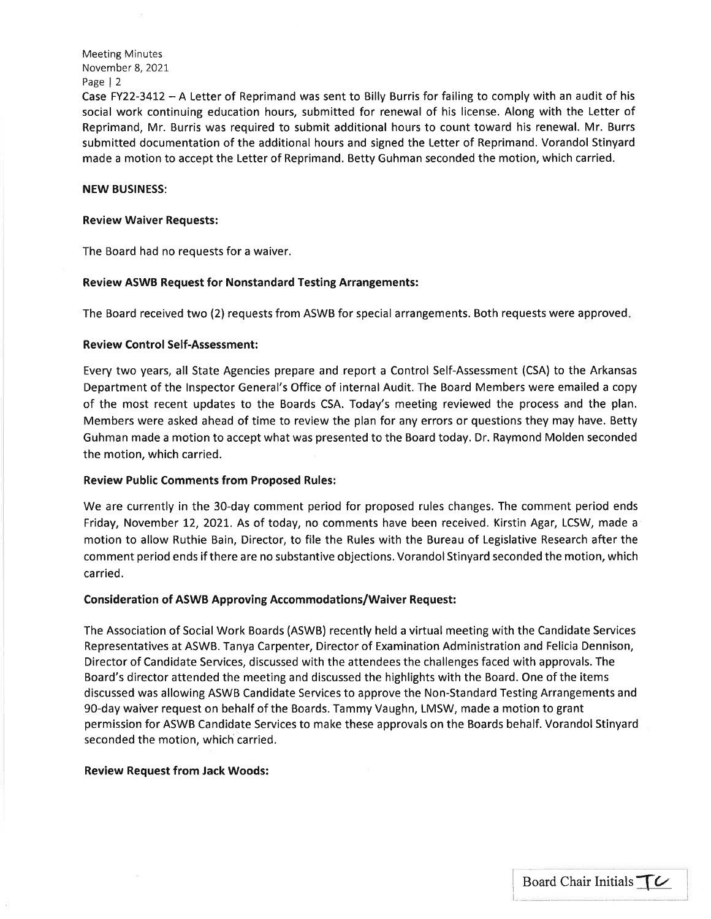Case FY22-3412 – A Letter of Reprimand was sent to Billy Burris for failing to comply with an audit of his social work continuing education hours, submitted for renewal of his license. Along with the Letter of Reprimand, Mr. Burris was required to submit additional hours to count toward his renewal. Mr. Burrs submitted documentation of the additional hours and signed the Letter of Reprimand. Vorandol Stinyard made a motion to accept the Letter of Reprimand. Betty Guhman seconded the motion, which carried.

**NEW BUSINESS:**

**Review Waiver Requests:**

The Board had no requests for a waiver.

**Review ASWB Request for Nonstandard Testing Arrangements:**

The Board received two (2) requests from ASWB for special arrangements. Both requests were approved.

**Review Control Self-Assessment:**

Every two years, all State Agencies prepare and report a Control Self-Assessment (CSA) to the Arkansas Department of the Inspector General's Office of internal Audit. The Board Members were emailed a copy of the most recent updates to the Boards CSA. Today's meeting reviewed the process and the plan. Members were asked ahead of time to review the plan for any errors or questions they may have. Betty Guhman made a motion to accept what was presented to the Board today. Dr. Raymond Molden seconded the motion, which carried.

**Review Public Comments from Proposed Rules:**

We are currently in the 30-day comment period for proposed rules changes. The comment period ends Friday, November 12, 2021. As of today, no comments have been received. Kirstin Agar, LCSW, made a motion to allow Ruthie Bain, Director, to file the Rules with the Bureau of Legislative Research after the comment period ends if there are no substantive objections. Vorandol Stinyard seconded the motion, which carried.

**Consideration of ASWB Approving Accommodations/Waiver Request:**

The Association of Social Work Boards (ASWB) recently held a virtual meeting with the Candidate Services Representatives at ASWB. Tanya Carpenter, Director of Examination Administration and Felicia Dennison, Director of Candidate Services, discussed with the attendees the challenges faced with approvals. The Board's director attended the meeting and discussed the highlights with the Board. One of the items discussed was allowing ASWB Candidate Services to approve the Non-Standard Testing Arrangements and 90-day waiver request on behalf of the Boards. Tammy Vaughn, LMSW, made a motion to grant permission for ASWB Candidate Services to make these approvals on the Boards behalf. Vorandol Stinyard seconded the motion, which carried.

**Review Request from Jack Woods:**

Board Chair Initials TC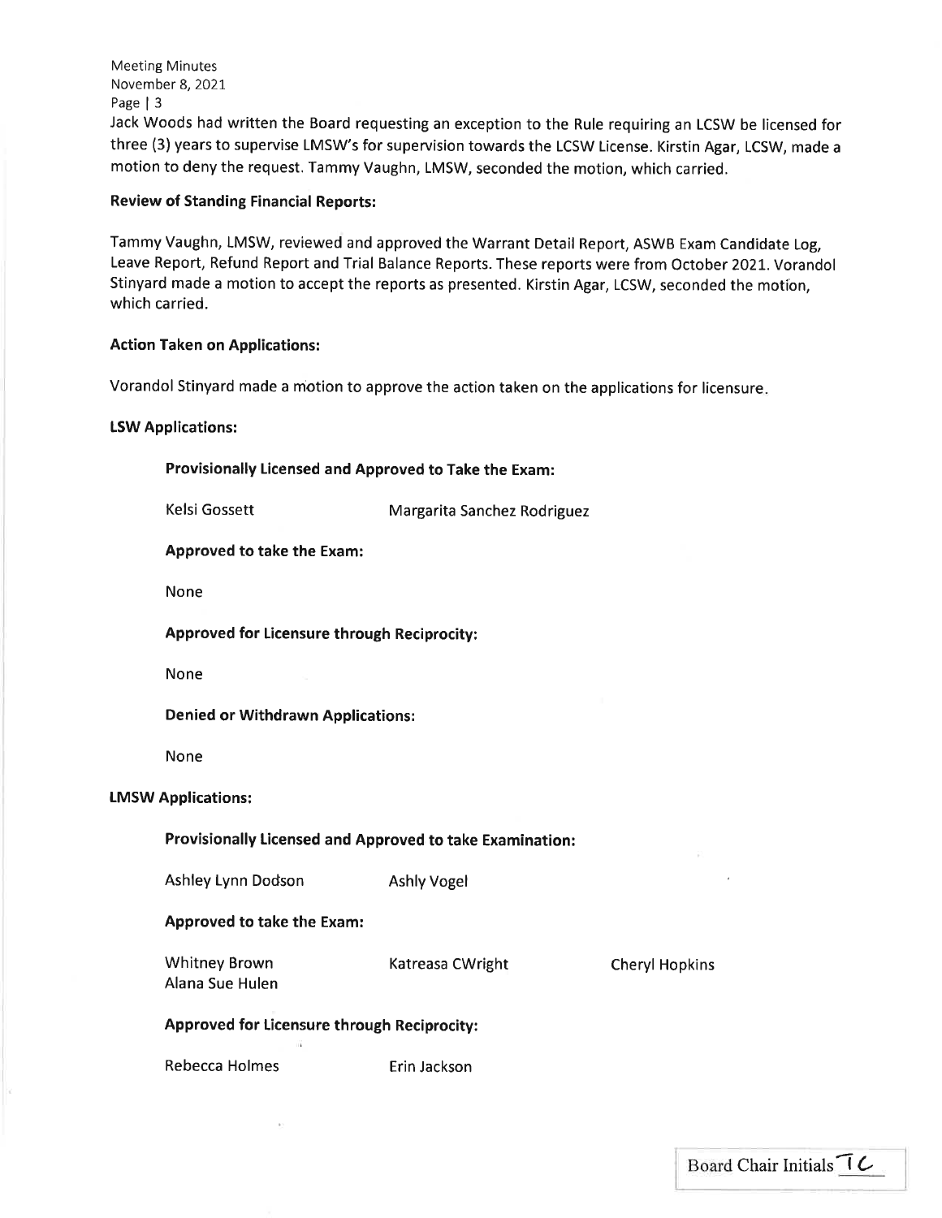Jack Woods had written the Board requesting an exception to the Rule requiring an LCSW be licensed for three (3) years to supervise LMSW's for supervision towards the LCSW License. Kirstin Agar, LCSW, made a motion to deny the request. Tammy Vaughn, LMSW, seconded the motion, which carried.

**Review of Standing Financial Reports:**

Tammy Vaughn, LMSW, reviewed and approved the Warrant Detail Report, ASWB Exam Candidate Log, Leave Report, Refund Report and Trial Balance Reports. These reports were from October 2021. Vorandol Stinyard made a motion to accept the reports as presented. Kirstin Agar, LCSW, seconded the motion, which carried.

**Action Taken on Applications:**

Vorandol Stinyard made a motion to approve the action taken on the applications for licensure.

**LSW Applications:**

**Provisionally Licensed and Approved to Take the Exam:**

Kelsi Gossett
Margarita Sanchez Rodriguez

**Approved to take the Exam:**

None

**Approved for Licensure through Reciprocity:**

None

**Denied or Withdrawn Applications:**

None

**LMSW Applications:**

**Provisionally Licensed and Approved to take Examination:**

Ashley Lynn Dodson
Ashly Vogel

**Approved to take the Exam:**

Whitney Brown
Katreasa CWright
Cheryl Hopkins
Alana Sue Hulen

**Approved for Licensure through Reciprocity:**

Rebecca Holmes
Erin Jackson

Board Chair Initials TC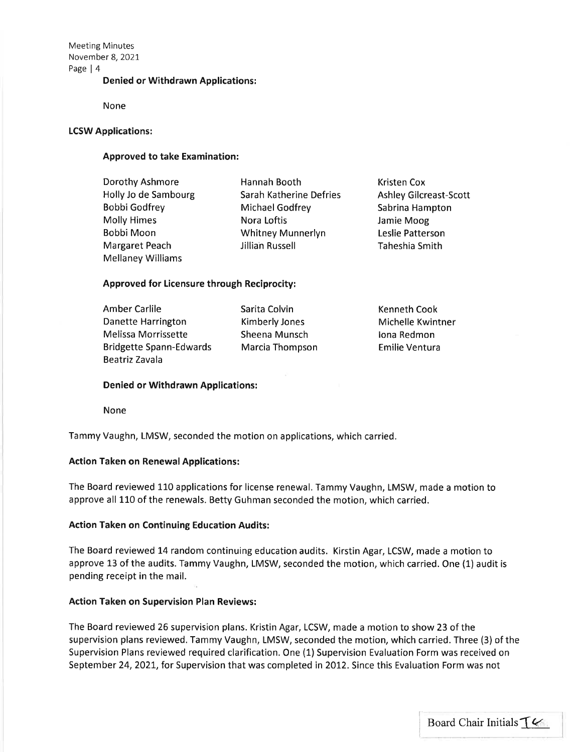### Denied or Withdrawn Applications:

None

## LCSW Applications:

### Approved to take Examination:

Dorothy Ashmore
Hannah Booth
Kristen Cox
Holly Jo de Sambourg
Sarah Katherine Defries
Ashley Gilcreast-Scott
Bobbi Godfrey
Michael Godfrey
Sabrina Hampton
Molly Himes
Nora Loftis
Jamie Moog
Bobbi Moon
Whitney Munnerlyn
Leslie Patterson
Margaret Peach
Jillian Russell
Taheshia Smith
Mellaney Williams

### Approved for Licensure through Reciprocity:

Amber Carlile
Sarita Colvin
Kenneth Cook
Danette Harrington
Kimberly Jones
Michelle Kwintner
Melissa Morrissette
Sheena Munsch
Iona Redmon
Bridgette Spann-Edwards
Marcia Thompson
Emilie Ventura
Beatriz Zavala

### Denied or Withdrawn Applications:

None

Tammy Vaughn, LMSW, seconded the motion on applications, which carried.

### Action Taken on Renewal Applications:

The Board reviewed 110 applications for license renewal. Tammy Vaughn, LMSW, made a motion to approve all 110 of the renewals. Betty Guhman seconded the motion, which carried.

### Action Taken on Continuing Education Audits:

The Board reviewed 14 random continuing education audits. Kirstin Agar, LCSW, made a motion to approve 13 of the audits. Tammy Vaughn, LMSW, seconded the motion, which carried. One (1) audit is pending receipt in the mail.

### Action Taken on Supervision Plan Reviews:

The Board reviewed 26 supervision plans. Kristin Agar, LCSW, made a motion to show 23 of the supervision plans reviewed. Tammy Vaughn, LMSW, seconded the motion, which carried. Three (3) of the Supervision Plans reviewed required clarification. One (1) Supervision Evaluation Form was received on September 24, 2021, for Supervision that was completed in 2012. Since this Evaluation Form was not

Board Chair Initials TC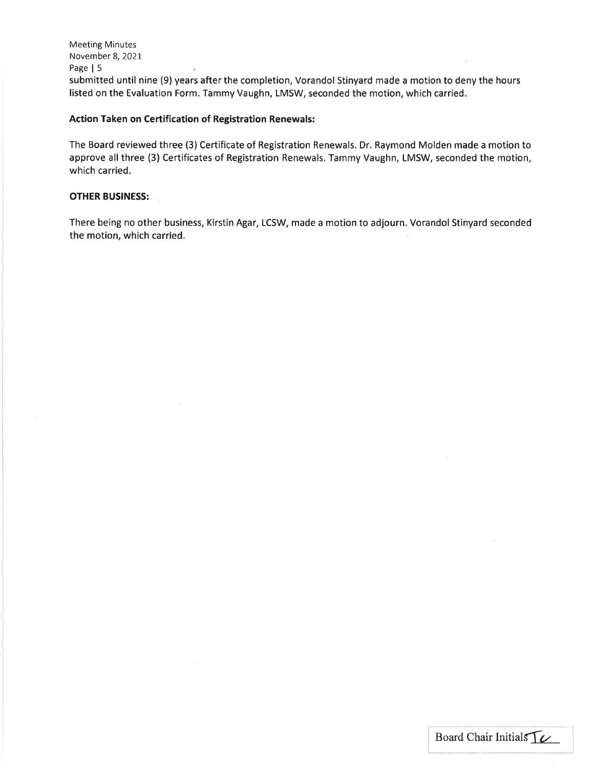submitted until nine (9) years after the completion, Vorandol Stinyard made a motion to deny the hours listed on the Evaluation Form. Tammy Vaughn, LMSW, seconded the motion, which carried.

**Action Taken on Certification of Registration Renewals:**

The Board reviewed three (3) Certificate of Registration Renewals. Dr. Raymond Molden made a motion to approve all three (3) Certificates of Registration Renewals. Tammy Vaughn, LMSW, seconded the motion, which carried.

**OTHER BUSINESS:**

There being no other business, Kirstin Agar, LCSW, made a motion to adjourn. Vorandol Stinyard seconded the motion, which carried.

Board Chair Initials TC